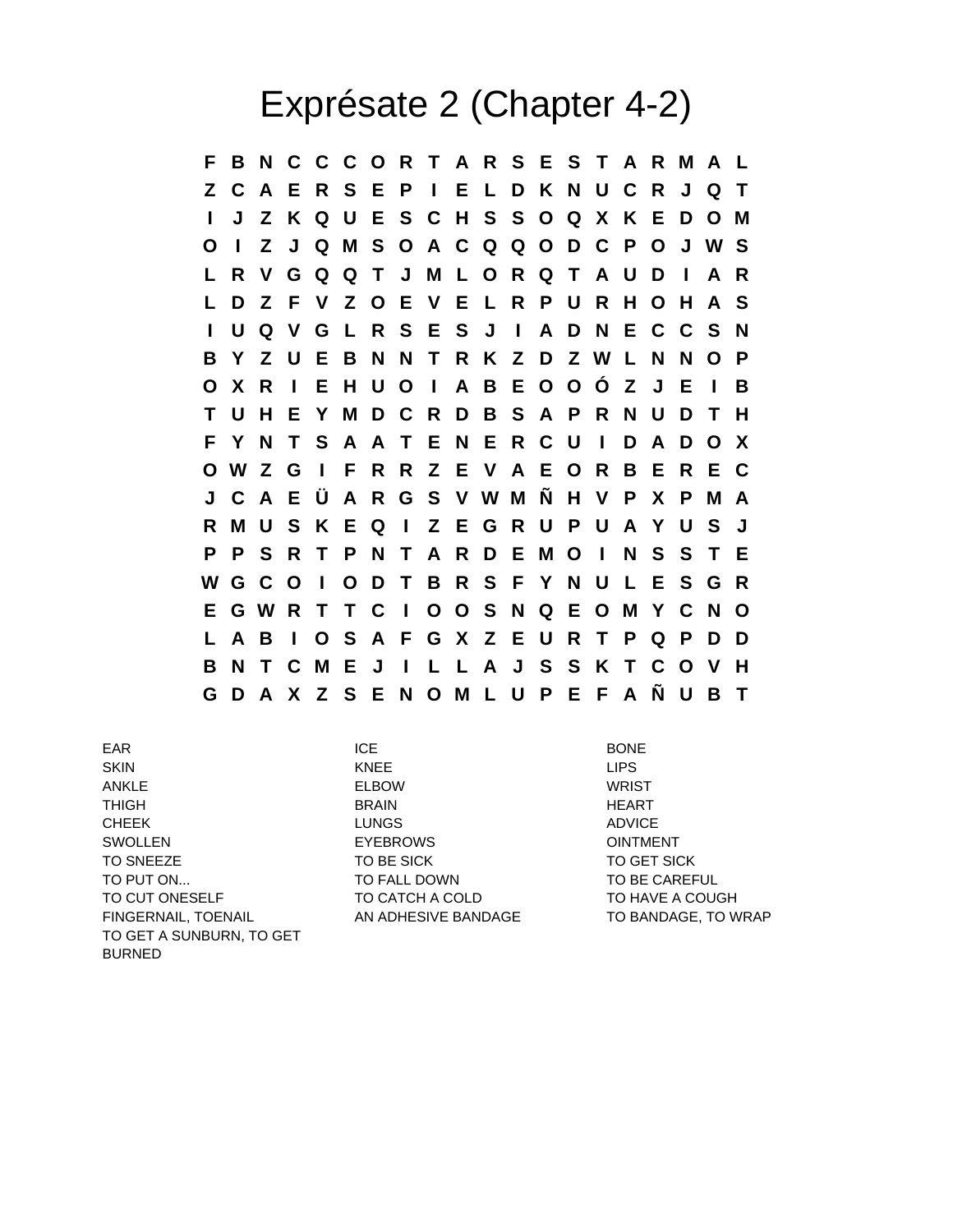# Exprésate 2 (Chapter 4-2)

```
F B N C C C O R T A R S E S T A R M A L
Z C A E R S E P I E L D K N U C R J Q T
I J Z K Q U E S C H S S O Q X K E D O M
O I Z J Q M S O A C Q Q O D C P O J W S
L R V G Q Q T J M L O R Q T A U D I A R
L D Z F V Z O E V E L R P U R H O H A S
I U Q V G L R S E S J I A D N E C C S N
B Y Z U E B N N T R K Z D Z W L N N O P
O X R I E H U O I A B E O O Ó Z J E I B
T U H E Y M D C R D B S A P R N U D T H
F Y N T S A A T E N E R C U I D A D O X
O W Z G I F R R Z E V A E O R B E R E C
J C A E Ü A R G S V W M Ñ H V P X P M A
R M U S K E Q I Z E G R U P U A Y U S J
P P S R T P N T A R D E M O I N S S T E
W G C O I O D T B R S F Y N U L E S G R
E G W R T T C I O O S N Q E O M Y C N O
L A B I O S A F G X Z E U R T P Q P D D
B N T C M E J I L L A J S S K T C O V H
G D A X Z S E N O M L U P E F A Ñ U B T
```

| | | |
|---|---|---|
| EAR | ICE | BONE |
| SKIN | KNEE | LIPS |
| ANKLE | ELBOW | WRIST |
| THIGH | BRAIN | HEART |
| CHEEK | LUNGS | ADVICE |
| SWOLLEN | EYEBROWS | OINTMENT |
| TO SNEEZE | TO BE SICK | TO GET SICK |
| TO PUT ON... | TO FALL DOWN | TO BE CAREFUL |
| TO CUT ONESELF | TO CATCH A COLD | TO HAVE A COUGH |
| FINGERNAIL, TOENAIL | AN ADHESIVE BANDAGE | TO BANDAGE, TO WRAP |
| TO GET A SUNBURN, TO GET BURNED | | |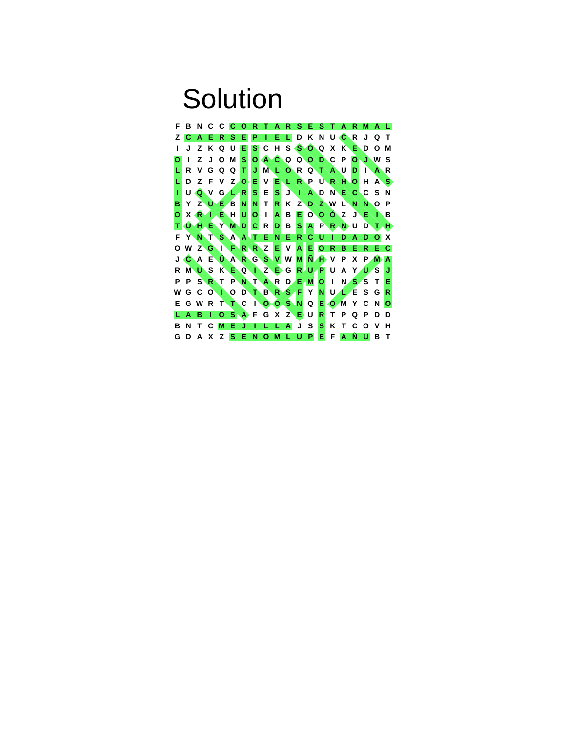# Solution

| | | | | | | | | | | | | | | | | | | | |
|---|---|---|---|---|---|---|---|---|---|---|---|---|---|---|---|---|---|---|---|
| F | B | N | C | C | C | O | R | T | A | R | S | E | S | T | A | R | M | A | L |
| Z | C | A | E | R | S | E | P | I | E | L | D | K | N | U | C | R | J | Q | T |
| I | J | Z | K | Q | U | E | S | C | H | S | S | O | Q | X | K | E | D | O | M |
| O | I | Z | J | Q | M | S | O | A | C | Q | Q | O | D | C | P | O | J | W | S |
| L | R | V | G | Q | Q | T | J | M | L | O | R | Q | T | A | U | D | I | A | R |
| L | D | Z | F | V | Z | O | E | V | E | L | R | P | U | R | H | O | H | A | S |
| I | U | Q | V | G | L | R | S | E | S | J | I | A | D | N | E | C | C | S | N |
| B | Y | Z | U | E | B | N | N | T | R | K | Z | D | Z | W | L | N | N | O | P |
| O | X | R | I | E | H | U | O | I | A | B | E | O | O | Ó | Z | J | E | I | B |
| T | U | H | E | Y | M | D | C | R | D | B | S | A | P | R | N | U | D | T | H |
| F | Y | N | T | S | A | A | T | E | N | E | R | C | U | I | D | A | D | O | X |
| O | W | Z | G | I | F | R | R | Z | E | V | A | E | O | R | B | E | R | E | C |
| J | C | A | E | Ü | A | R | G | S | V | W | M | Ñ | H | V | P | X | P | M | A |
| R | M | U | S | K | E | Q | I | Z | E | G | R | U | P | U | A | Y | U | S | J |
| P | P | S | R | T | P | N | T | A | R | D | E | M | O | I | N | S | S | T | E |
| W | G | C | O | I | O | D | T | B | R | S | F | Y | N | U | L | E | S | G | R |
| E | G | W | R | T | T | C | I | O | O | S | N | Q | E | O | M | Y | C | N | O |
| L | A | B | I | O | S | A | F | G | X | Z | E | U | R | T | P | Q | P | D | D |
| B | N | T | C | M | E | J | I | L | L | A | J | S | S | K | T | C | O | V | H |
| G | D | A | X | Z | S | E | N | O | M | L | U | P | E | F | A | Ñ | U | B | T |